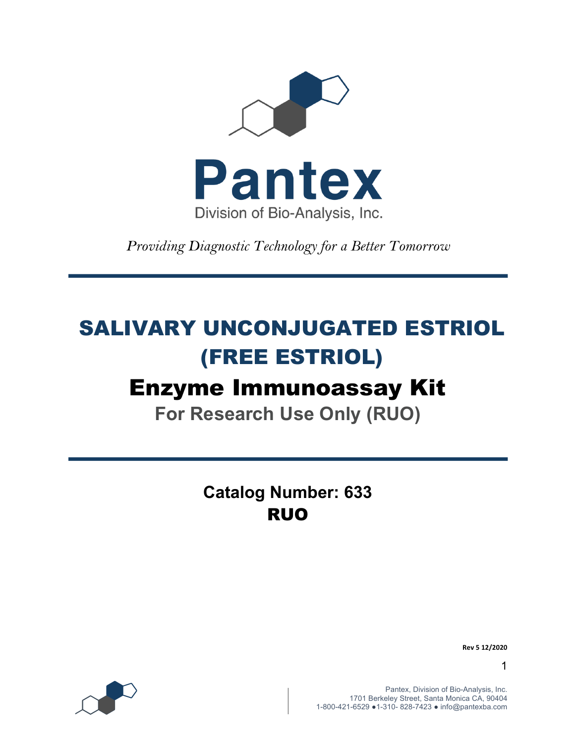# Pantex

Division of Bio-Analysis, Inc.

*Providing Diagnostic Technology for a Better Tomorrow*

---

# SALIVARY UNCONJUGATED ESTRIOL (FREE ESTRIOL)

# Enzyme Immunoassay Kit

## For Research Use Only (RUO)

---

**Catalog Number: 633**

**RUO**

**Rev 5 12/2020**

Pantex, Division of Bio-Analysis, Inc.
1701 Berkeley Street, Santa Monica CA, 90404
1-800-421-6529 ●1-310- 828-7423 ● info@pantexba.com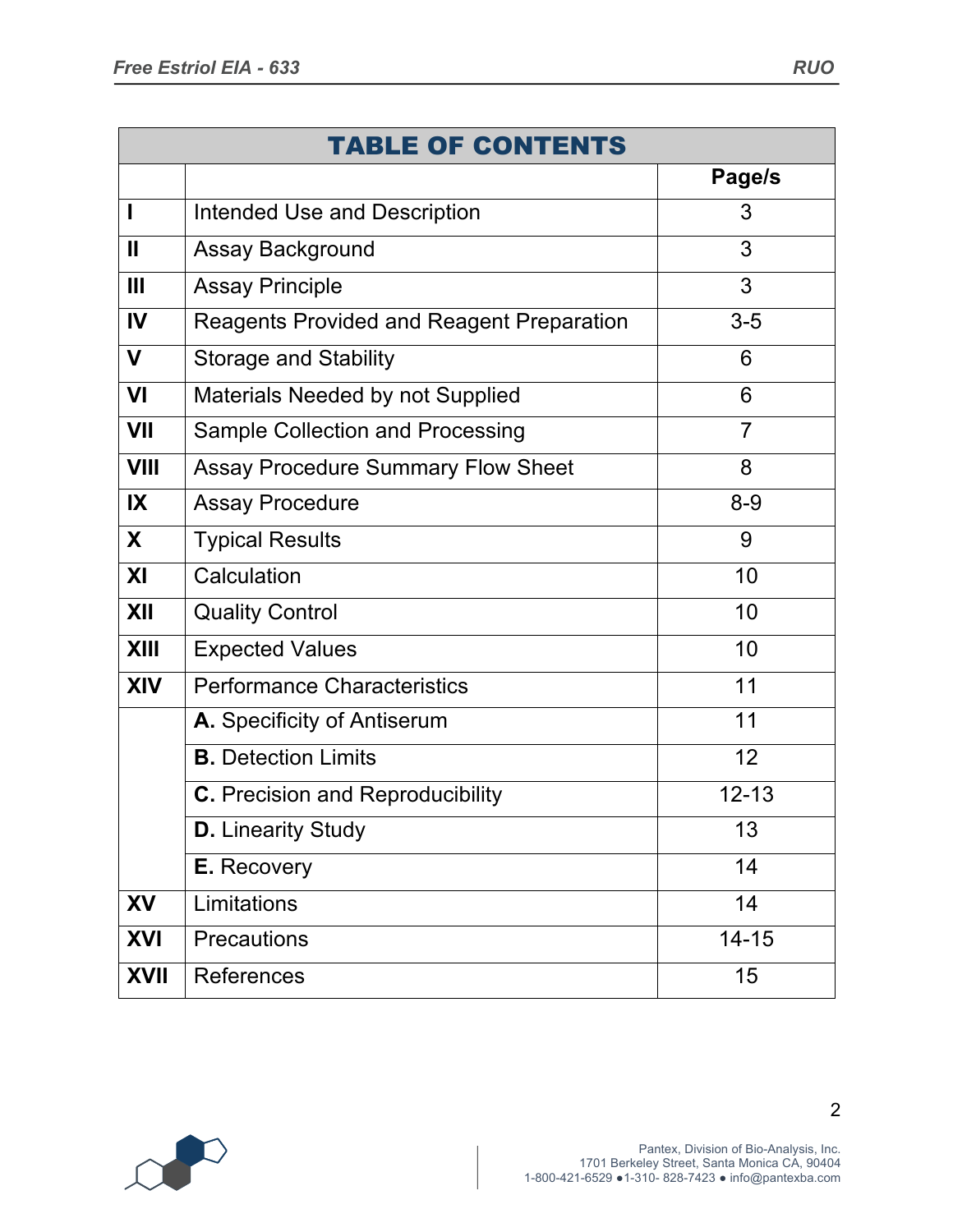# TABLE OF CONTENTS

| | | Page/s |
|---|---|---|
| **I** | Intended Use and Description | 3 |
| **II** | Assay Background | 3 |
| **III** | Assay Principle | 3 |
| **IV** | Reagents Provided and Reagent Preparation | 3-5 |
| **V** | Storage and Stability | 6 |
| **VI** | Materials Needed by not Supplied | 6 |
| **VII** | Sample Collection and Processing | 7 |
| **VIII** | Assay Procedure Summary Flow Sheet | 8 |
| **IX** | Assay Procedure | 8-9 |
| **X** | Typical Results | 9 |
| **XI** | Calculation | 10 |
| **XII** | Quality Control | 10 |
| **XIII** | Expected Values | 10 |
| **XIV** | Performance Characteristics | 11 |
| | **A.** Specificity of Antiserum | 11 |
| | **B.** Detection Limits | 12 |
| | **C.** Precision and Reproducibility | 12-13 |
| | **D.** Linearity Study | 13 |
| | **E.** Recovery | 14 |
| **XV** | Limitations | 14 |
| **XVI** | Precautions | 14-15 |
| **XVII** | References | 15 |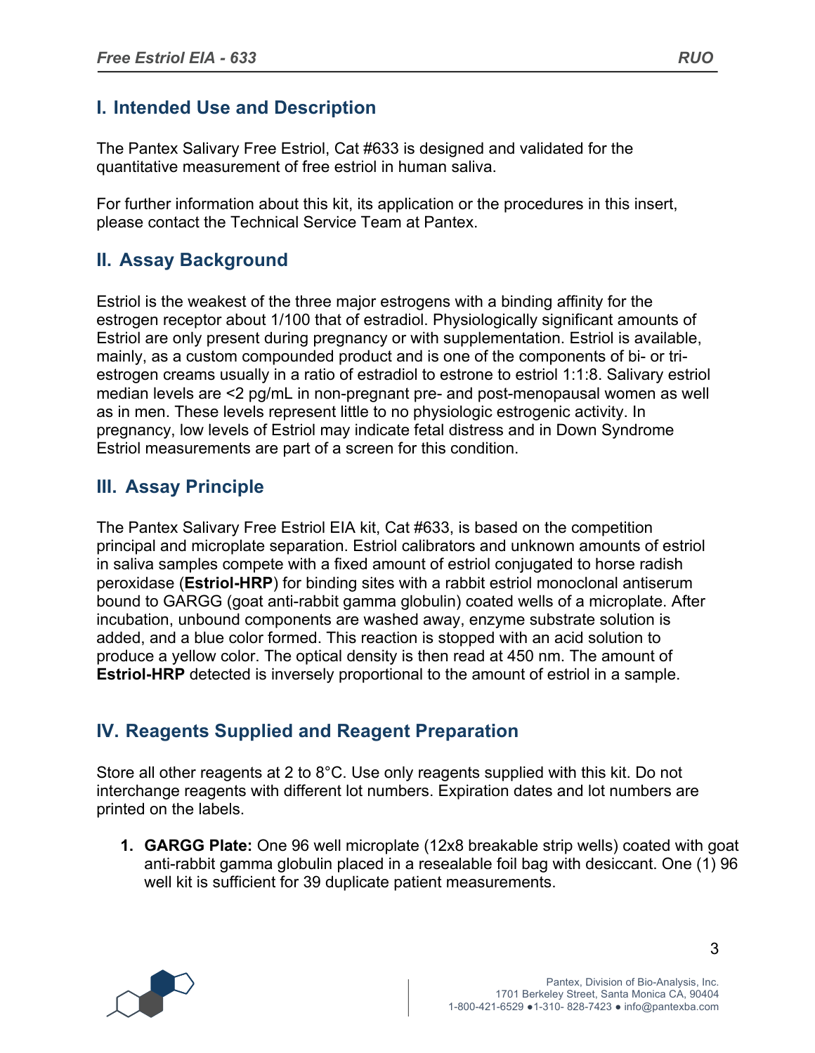## I. Intended Use and Description

The Pantex Salivary Free Estriol, Cat #633 is designed and validated for the quantitative measurement of free estriol in human saliva.

For further information about this kit, its application or the procedures in this insert, please contact the Technical Service Team at Pantex.

## II. Assay Background

Estriol is the weakest of the three major estrogens with a binding affinity for the estrogen receptor about 1/100 that of estradiol. Physiologically significant amounts of Estriol are only present during pregnancy or with supplementation. Estriol is available, mainly, as a custom compounded product and is one of the components of bi- or tri-estrogen creams usually in a ratio of estradiol to estrone to estriol 1:1:8. Salivary estriol median levels are <2 pg/mL in non-pregnant pre- and post-menopausal women as well as in men. These levels represent little to no physiologic estrogenic activity. In pregnancy, low levels of Estriol may indicate fetal distress and in Down Syndrome Estriol measurements are part of a screen for this condition.

## III. Assay Principle

The Pantex Salivary Free Estriol EIA kit, Cat #633, is based on the competition principal and microplate separation. Estriol calibrators and unknown amounts of estriol in saliva samples compete with a fixed amount of estriol conjugated to horse radish peroxidase (**Estriol-HRP**) for binding sites with a rabbit estriol monoclonal antiserum bound to GARGG (goat anti-rabbit gamma globulin) coated wells of a microplate. After incubation, unbound components are washed away, enzyme substrate solution is added, and a blue color formed. This reaction is stopped with an acid solution to produce a yellow color. The optical density is then read at 450 nm. The amount of **Estriol-HRP** detected is inversely proportional to the amount of estriol in a sample.

## IV. Reagents Supplied and Reagent Preparation

Store all other reagents at 2 to 8°C. Use only reagents supplied with this kit. Do not interchange reagents with different lot numbers. Expiration dates and lot numbers are printed on the labels.

1. **GARGG Plate:** One 96 well microplate (12x8 breakable strip wells) coated with goat anti-rabbit gamma globulin placed in a resealable foil bag with desiccant. One (1) 96 well kit is sufficient for 39 duplicate patient measurements.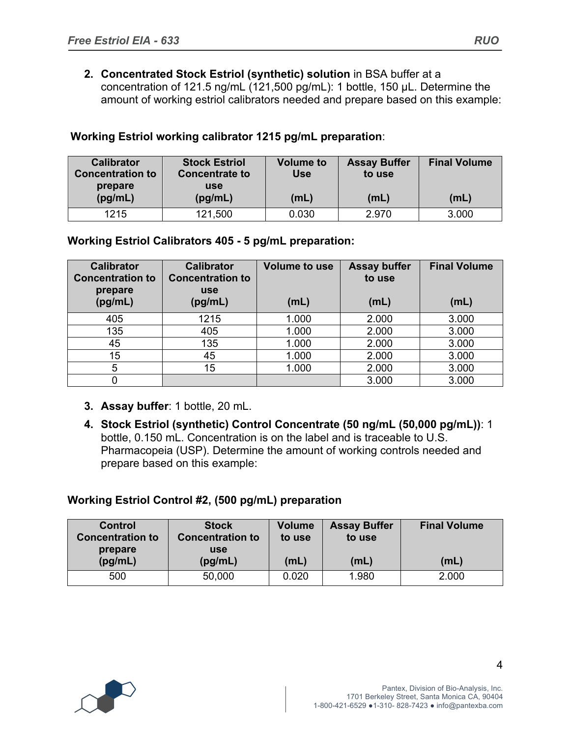2. **Concentrated Stock Estriol (synthetic) solution** in BSA buffer at a concentration of 121.5 ng/mL (121,500 pg/mL): 1 bottle, 150 µL. Determine the amount of working estriol calibrators needed and prepare based on this example:

**Working Estriol working calibrator 1215 pg/mL preparation**:

| Calibrator Concentration to prepare (pg/mL) | Stock Estriol Concentrate to use (pg/mL) | Volume to Use (mL) | Assay Buffer to use (mL) | Final Volume (mL) |
|---|---|---|---|---|
| 1215 | 121,500 | 0.030 | 2.970 | 3.000 |

**Working Estriol Calibrators 405 - 5 pg/mL preparation:**

| Calibrator Concentration to prepare (pg/mL) | Calibrator Concentration to use (pg/mL) | Volume to use (mL) | Assay buffer to use (mL) | Final Volume (mL) |
|---|---|---|---|---|
| 405 | 1215 | 1.000 | 2.000 | 3.000 |
| 135 | 405 | 1.000 | 2.000 | 3.000 |
| 45 | 135 | 1.000 | 2.000 | 3.000 |
| 15 | 45 | 1.000 | 2.000 | 3.000 |
| 5 | 15 | 1.000 | 2.000 | 3.000 |
| 0 | | | 3.000 | 3.000 |

3. **Assay buffer**: 1 bottle, 20 mL.
4. **Stock Estriol (synthetic) Control Concentrate (50 ng/mL (50,000 pg/mL))**: 1 bottle, 0.150 mL. Concentration is on the label and is traceable to U.S. Pharmacopeia (USP). Determine the amount of working controls needed and prepare based on this example:

**Working Estriol Control #2, (500 pg/mL) preparation**

| Control Concentration to prepare (pg/mL) | Stock Concentration to use (pg/mL) | Volume to use (mL) | Assay Buffer to use (mL) | Final Volume (mL) |
|---|---|---|---|---|
| 500 | 50,000 | 0.020 | 1.980 | 2.000 |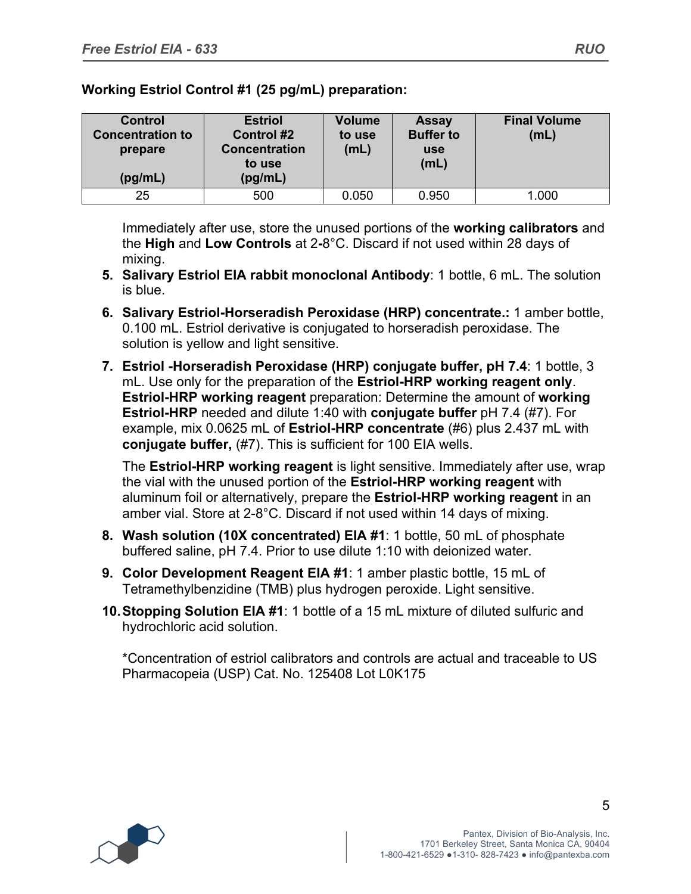**Working Estriol Control #1 (25 pg/mL) preparation:**

| Control Concentration to prepare (pg/mL) | Estriol Control #2 Concentration to use (pg/mL) | Volume to use (mL) | Assay Buffer to use (mL) | Final Volume (mL) |
|---|---|---|---|---|
| 25 | 500 | 0.050 | 0.950 | 1.000 |

Immediately after use, store the unused portions of the **working calibrators** and the **High** and **Low Controls** at 2-8°C. Discard if not used within 28 days of mixing.

5. **Salivary Estriol EIA rabbit monoclonal Antibody**: 1 bottle, 6 mL. The solution is blue.

6. **Salivary Estriol-Horseradish Peroxidase (HRP) concentrate.:** 1 amber bottle, 0.100 mL. Estriol derivative is conjugated to horseradish peroxidase. The solution is yellow and light sensitive.

7. **Estriol -Horseradish Peroxidase (HRP) conjugate buffer, pH 7.4**: 1 bottle, 3 mL. Use only for the preparation of the **Estriol-HRP working reagent only**. **Estriol-HRP working reagent** preparation: Determine the amount of **working Estriol-HRP** needed and dilute 1:40 with **conjugate buffer** pH 7.4 (#7). For example, mix 0.0625 mL of **Estriol-HRP concentrate** (#6) plus 2.437 mL with **conjugate buffer,** (#7). This is sufficient for 100 EIA wells.

   The **Estriol-HRP working reagent** is light sensitive. Immediately after use, wrap the vial with the unused portion of the **Estriol-HRP working reagent** with aluminum foil or alternatively, prepare the **Estriol-HRP working reagent** in an amber vial. Store at 2-8°C. Discard if not used within 14 days of mixing.

8. **Wash solution (10X concentrated) EIA #1**: 1 bottle, 50 mL of phosphate buffered saline, pH 7.4. Prior to use dilute 1:10 with deionized water.

9. **Color Development Reagent EIA #1**: 1 amber plastic bottle, 15 mL of Tetramethylbenzidine (TMB) plus hydrogen peroxide. Light sensitive.

10. **Stopping Solution EIA #1**: 1 bottle of a 15 mL mixture of diluted sulfuric and hydrochloric acid solution.

*Concentration of estriol calibrators and controls are actual and traceable to US Pharmacopeia (USP) Cat. No. 125408 Lot L0K175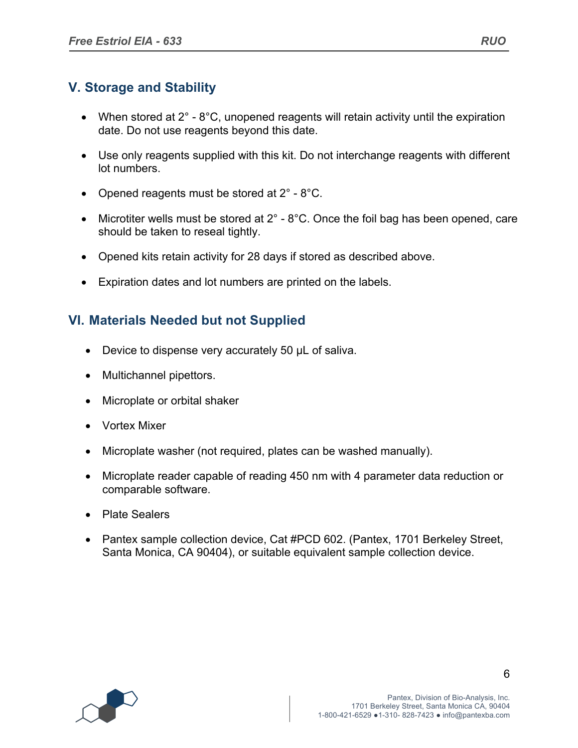## V. Storage and Stability

- When stored at 2° - 8°C, unopened reagents will retain activity until the expiration date. Do not use reagents beyond this date.
- Use only reagents supplied with this kit. Do not interchange reagents with different lot numbers.
- Opened reagents must be stored at 2° - 8°C.
- Microtiter wells must be stored at 2° - 8°C. Once the foil bag has been opened, care should be taken to reseal tightly.
- Opened kits retain activity for 28 days if stored as described above.
- Expiration dates and lot numbers are printed on the labels.

## VI. Materials Needed but not Supplied

- Device to dispense very accurately 50 µL of saliva.
- Multichannel pipettors.
- Microplate or orbital shaker
- Vortex Mixer
- Microplate washer (not required, plates can be washed manually).
- Microplate reader capable of reading 450 nm with 4 parameter data reduction or comparable software.
- Plate Sealers
- Pantex sample collection device, Cat #PCD 602. (Pantex, 1701 Berkeley Street, Santa Monica, CA 90404), or suitable equivalent sample collection device.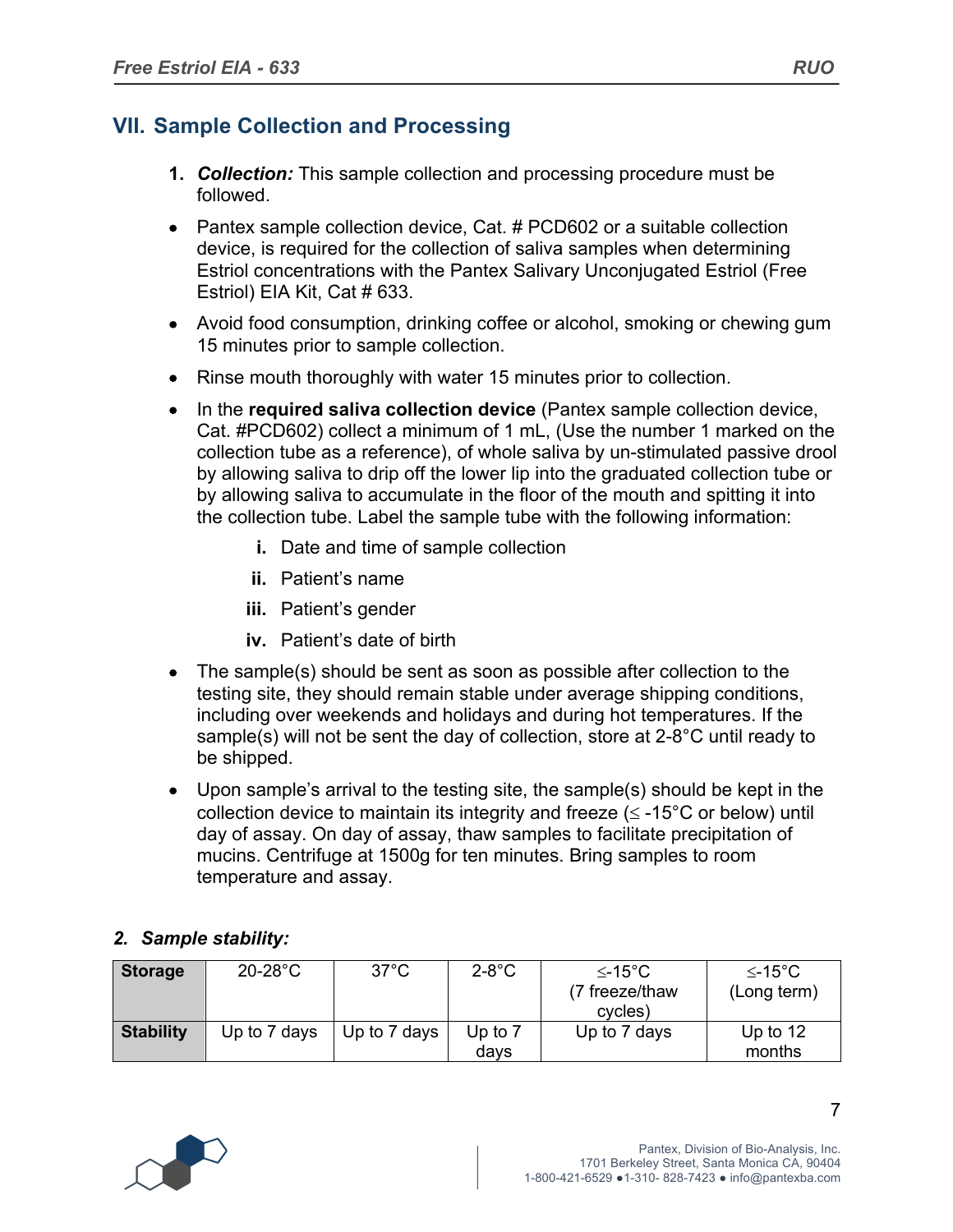## VII. Sample Collection and Processing

1. ***Collection:*** This sample collection and processing procedure must be followed.

- Pantex sample collection device, Cat. # PCD602 or a suitable collection device, is required for the collection of saliva samples when determining Estriol concentrations with the Pantex Salivary Unconjugated Estriol (Free Estriol) EIA Kit, Cat # 633.
- Avoid food consumption, drinking coffee or alcohol, smoking or chewing gum 15 minutes prior to sample collection.
- Rinse mouth thoroughly with water 15 minutes prior to collection.
- In the **required saliva collection device** (Pantex sample collection device, Cat. #PCD602) collect a minimum of 1 mL, (Use the number 1 marked on the collection tube as a reference), of whole saliva by un-stimulated passive drool by allowing saliva to drip off the lower lip into the graduated collection tube or by allowing saliva to accumulate in the floor of the mouth and spitting it into the collection tube. Label the sample tube with the following information:
    - **i.** Date and time of sample collection
    - **ii.** Patient's name
    - **iii.** Patient's gender
    - **iv.** Patient's date of birth
- The sample(s) should be sent as soon as possible after collection to the testing site, they should remain stable under average shipping conditions, including over weekends and holidays and during hot temperatures. If the sample(s) will not be sent the day of collection, store at 2-8°C until ready to be shipped.
- Upon sample's arrival to the testing site, the sample(s) should be kept in the collection device to maintain its integrity and freeze (≤ -15°C or below) until day of assay. On day of assay, thaw samples to facilitate precipitation of mucins. Centrifuge at 1500g for ten minutes. Bring samples to room temperature and assay.

***2. Sample stability:***

| **Storage** | 20-28°C | 37°C | 2-8°C | ≤-15°C (7 freeze/thaw cycles) | ≤-15°C (Long term) |
|---|---|---|---|---|---|
| **Stability** | Up to 7 days | Up to 7 days | Up to 7 days | Up to 7 days | Up to 12 months |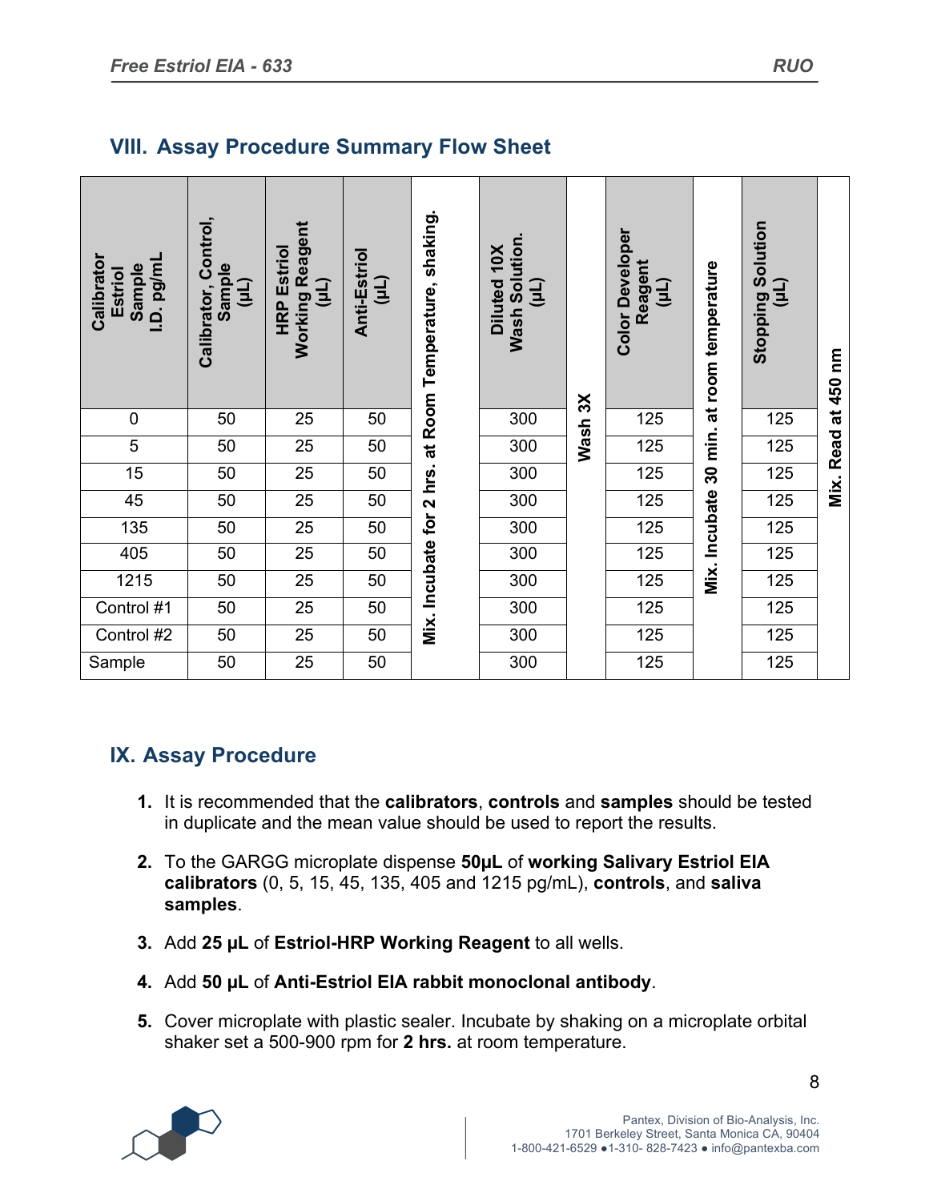## VIII. Assay Procedure Summary Flow Sheet

| Calibrator Estriol Sample I.D. pg/mL | Calibrator, Control, Sample (µL) | HRP Estriol Working Reagent (µL) | Anti-Estriol (µL) | Mix. Incubate for 2 hrs. at Room Temperature, shaking. | Diluted 10X Wash Solution. (µL) | Wash 3X | Color Developer Reagent (µL) | Mix. Incubate 30 min. at room temperature | Stopping Solution (µL) | Mix. Read at 450 nm |
|---|---|---|---|---|---|---|---|---|---|---|
| 0 | 50 | 25 | 50 | | 300 | | 125 | | 125 | |
| 5 | 50 | 25 | 50 | | 300 | | 125 | | 125 | |
| 15 | 50 | 25 | 50 | | 300 | | 125 | | 125 | |
| 45 | 50 | 25 | 50 | | 300 | | 125 | | 125 | |
| 135 | 50 | 25 | 50 | | 300 | | 125 | | 125 | |
| 405 | 50 | 25 | 50 | | 300 | | 125 | | 125 | |
| 1215 | 50 | 25 | 50 | | 300 | | 125 | | 125 | |
| Control #1 | 50 | 25 | 50 | | 300 | | 125 | | 125 | |
| Control #2 | 50 | 25 | 50 | | 300 | | 125 | | 125 | |
| Sample | 50 | 25 | 50 | | 300 | | 125 | | 125 | |

## IX. Assay Procedure

1. It is recommended that the **calibrators**, **controls** and **samples** should be tested in duplicate and the mean value should be used to report the results.
2. To the GARGG microplate dispense **50µL** of **working Salivary Estriol EIA calibrators** (0, 5, 15, 45, 135, 405 and 1215 pg/mL), **controls**, and **saliva samples**.
3. Add **25 µL** of **Estriol-HRP Working Reagent** to all wells.
4. Add **50 µL** of **Anti-Estriol EIA rabbit monoclonal antibody**.
5. Cover microplate with plastic sealer. Incubate by shaking on a microplate orbital shaker set a 500-900 rpm for **2 hrs.** at room temperature.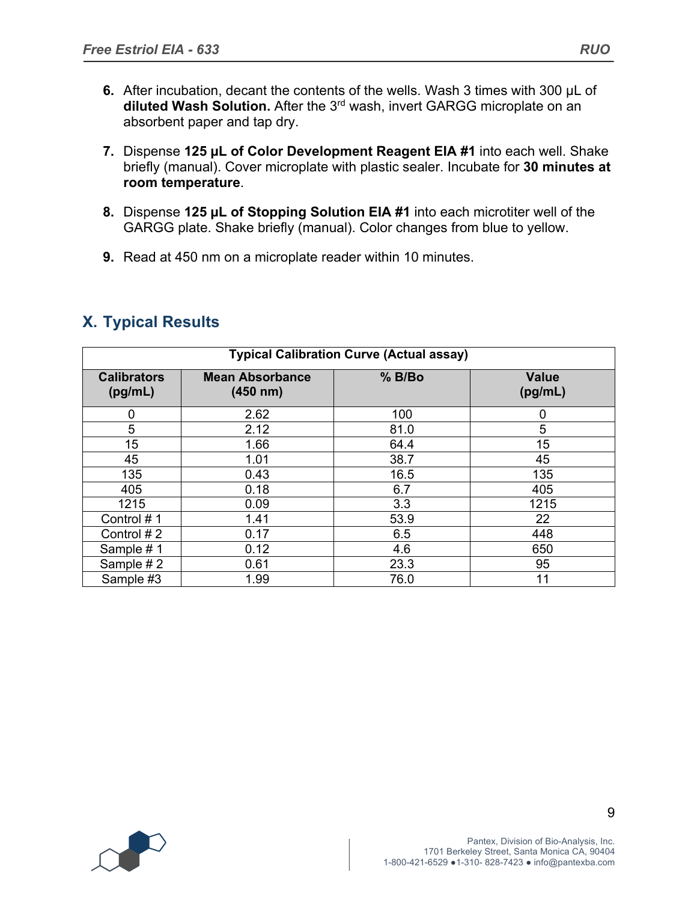6. After incubation, decant the contents of the wells. Wash 3 times with 300 µL of **diluted Wash Solution.** After the 3rd wash, invert GARGG microplate on an absorbent paper and tap dry.

7. Dispense **125 µL of Color Development Reagent EIA #1** into each well. Shake briefly (manual). Cover microplate with plastic sealer. Incubate for **30 minutes at room temperature**.

8. Dispense **125 µL of Stopping Solution EIA #1** into each microtiter well of the GARGG plate. Shake briefly (manual). Color changes from blue to yellow.

9. Read at 450 nm on a microplate reader within 10 minutes.

## X. Typical Results

| Typical Calibration Curve (Actual assay) | | | |
|---|---|---|---|
| **Calibrators (pg/mL)** | **Mean Absorbance (450 nm)** | **% B/Bo** | **Value (pg/mL)** |
| 0 | 2.62 | 100 | 0 |
| 5 | 2.12 | 81.0 | 5 |
| 15 | 1.66 | 64.4 | 15 |
| 45 | 1.01 | 38.7 | 45 |
| 135 | 0.43 | 16.5 | 135 |
| 405 | 0.18 | 6.7 | 405 |
| 1215 | 0.09 | 3.3 | 1215 |
| Control # 1 | 1.41 | 53.9 | 22 |
| Control # 2 | 0.17 | 6.5 | 448 |
| Sample # 1 | 0.12 | 4.6 | 650 |
| Sample # 2 | 0.61 | 23.3 | 95 |
| Sample #3 | 1.99 | 76.0 | 11 |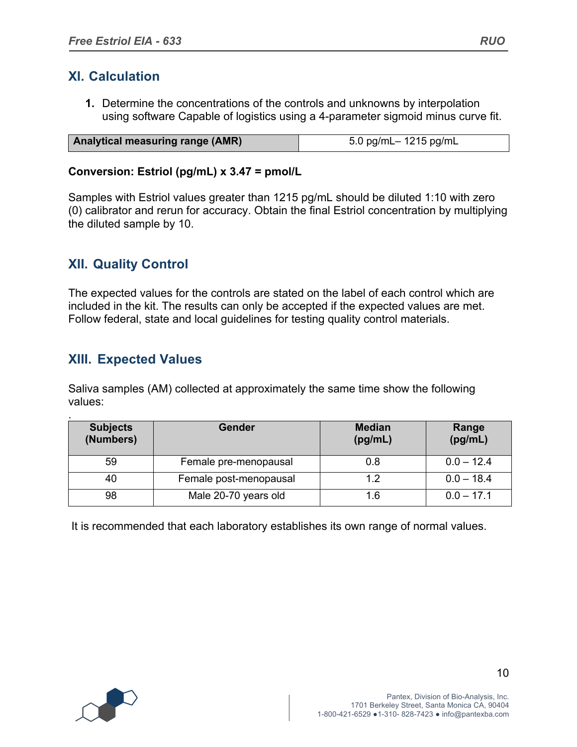## XI. Calculation

1. Determine the concentrations of the controls and unknowns by interpolation using software Capable of logistics using a 4-parameter sigmoid minus curve fit.

| Analytical measuring range (AMR) | 5.0 pg/mL– 1215 pg/mL |
|---|---|

**Conversion: Estriol (pg/mL) x 3.47 = pmol/L**

Samples with Estriol values greater than 1215 pg/mL should be diluted 1:10 with zero (0) calibrator and rerun for accuracy. Obtain the final Estriol concentration by multiplying the diluted sample by 10.

## XII. Quality Control

The expected values for the controls are stated on the label of each control which are included in the kit. The results can only be accepted if the expected values are met. Follow federal, state and local guidelines for testing quality control materials.

## XIII. Expected Values

Saliva samples (AM) collected at approximately the same time show the following values:

| Subjects (Numbers) | Gender | Median (pg/mL) | Range (pg/mL) |
|---|---|---|---|
| 59 | Female pre-menopausal | 0.8 | 0.0 – 12.4 |
| 40 | Female post-menopausal | 1.2 | 0.0 – 18.4 |
| 98 | Male 20-70 years old | 1.6 | 0.0 – 17.1 |

It is recommended that each laboratory establishes its own range of normal values.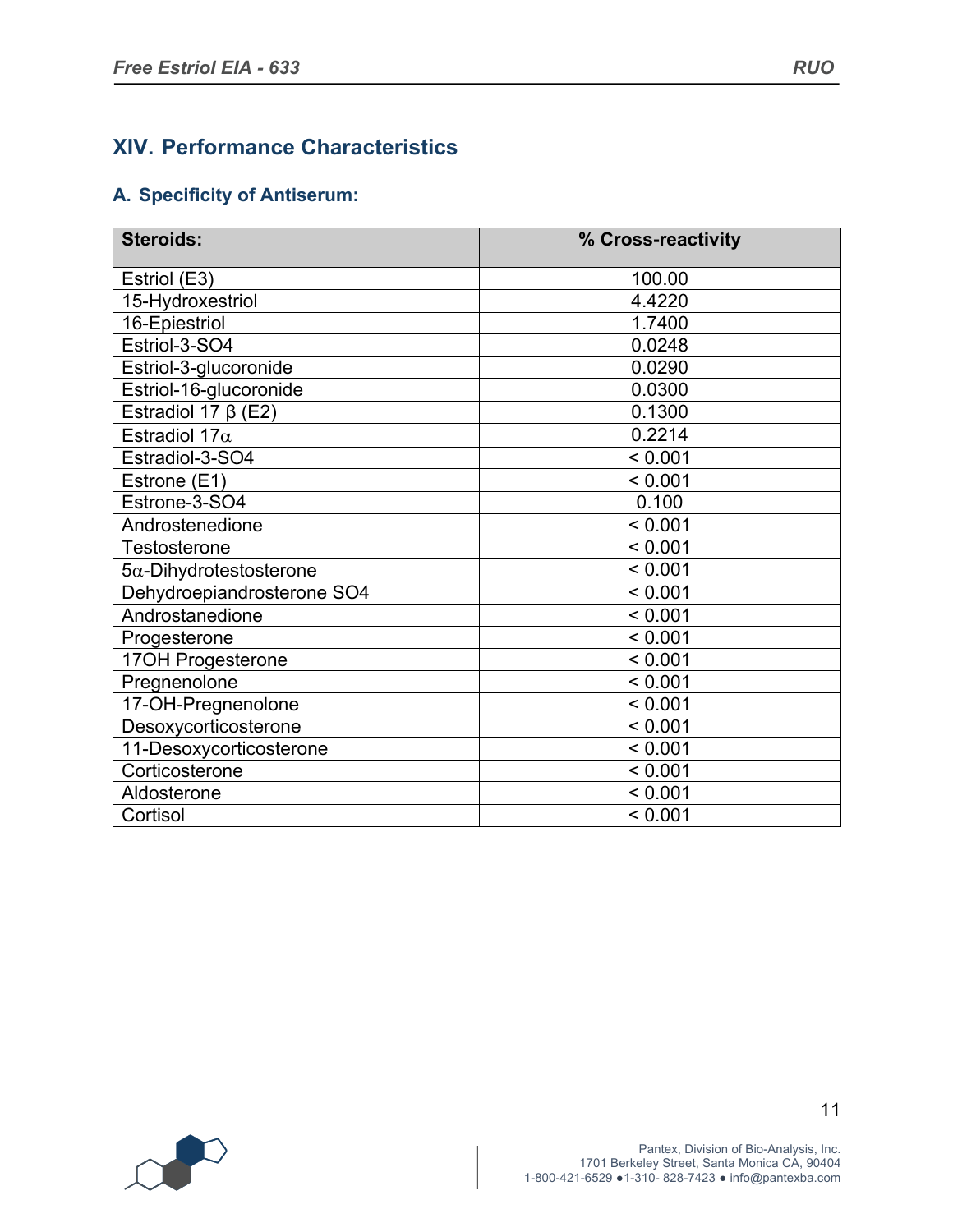## XIV. Performance Characteristics

### A. Specificity of Antiserum:

| Steroids: | % Cross-reactivity |
|---|---|
| Estriol (E3) | 100.00 |
| 15-Hydroxestriol | 4.4220 |
| 16-Epiestriol | 1.7400 |
| Estriol-3-SO4 | 0.0248 |
| Estriol-3-glucoronide | 0.0290 |
| Estriol-16-glucoronide | 0.0300 |
| Estradiol 17 β (E2) | 0.1300 |
| Estradiol 17α | 0.2214 |
| Estradiol-3-SO4 | < 0.001 |
| Estrone (E1) | < 0.001 |
| Estrone-3-SO4 | 0.100 |
| Androstenedione | < 0.001 |
| Testosterone | < 0.001 |
| 5α-Dihydrotestosterone | < 0.001 |
| Dehydroepiandrosterone SO4 | < 0.001 |
| Androstanedione | < 0.001 |
| Progesterone | < 0.001 |
| 17OH Progesterone | < 0.001 |
| Pregnenolone | < 0.001 |
| 17-OH-Pregnenolone | < 0.001 |
| Desoxycorticosterone | < 0.001 |
| 11-Desoxycorticosterone | < 0.001 |
| Corticosterone | < 0.001 |
| Aldosterone | < 0.001 |
| Cortisol | < 0.001 |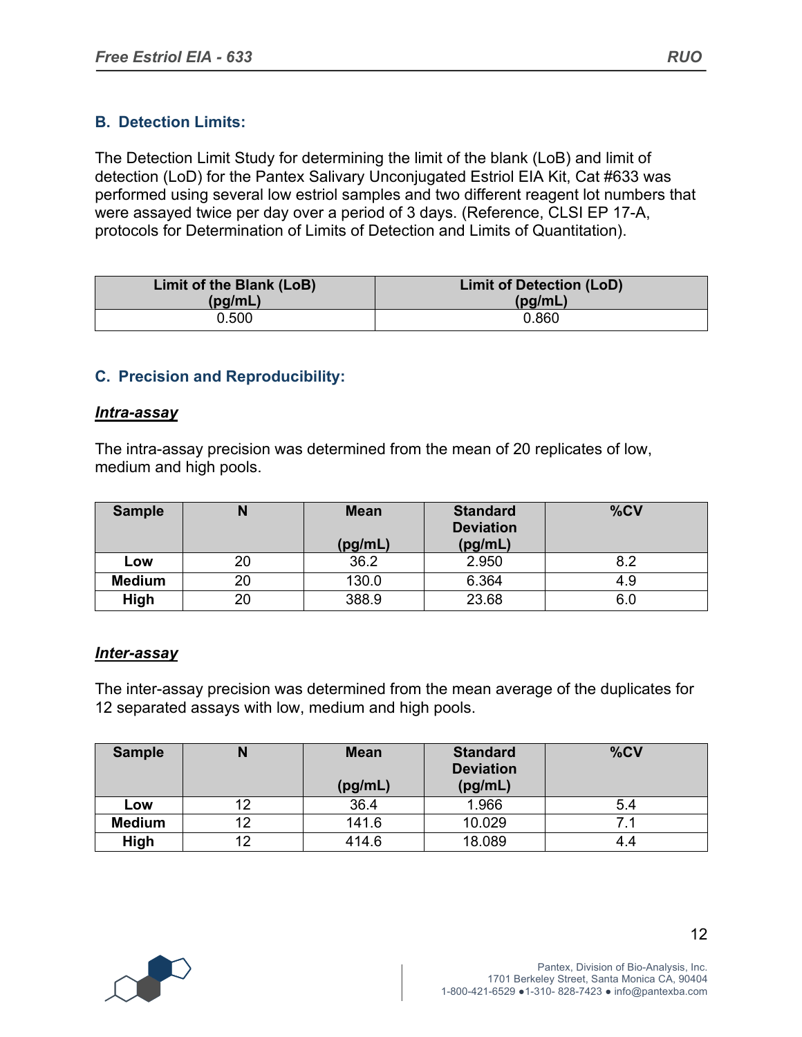## B. Detection Limits:

The Detection Limit Study for determining the limit of the blank (LoB) and limit of detection (LoD) for the Pantex Salivary Unconjugated Estriol EIA Kit, Cat #633 was performed using several low estriol samples and two different reagent lot numbers that were assayed twice per day over a period of 3 days. (Reference, CLSI EP 17-A, protocols for Determination of Limits of Detection and Limits of Quantitation).

| Limit of the Blank (LoB) (pg/mL) | Limit of Detection (LoD) (pg/mL) |
|---|---|
| 0.500 | 0.860 |

## C. Precision and Reproducibility:

### ***Intra-assay***

The intra-assay precision was determined from the mean of 20 replicates of low, medium and high pools.

| Sample | N | Mean (pg/mL) | Standard Deviation (pg/mL) | %CV |
|---|---|---|---|---|
| **Low** | 20 | 36.2 | 2.950 | 8.2 |
| **Medium** | 20 | 130.0 | 6.364 | 4.9 |
| **High** | 20 | 388.9 | 23.68 | 6.0 |

### ***Inter-assay***

The inter-assay precision was determined from the mean average of the duplicates for 12 separated assays with low, medium and high pools.

| Sample | N | Mean (pg/mL) | Standard Deviation (pg/mL) | %CV |
|---|---|---|---|---|
| **Low** | 12 | 36.4 | 1.966 | 5.4 |
| **Medium** | 12 | 141.6 | 10.029 | 7.1 |
| **High** | 12 | 414.6 | 18.089 | 4.4 |

Pantex, Division of Bio-Analysis, Inc.
1701 Berkeley Street, Santa Monica CA, 90404
1-800-421-6529 ●1-310- 828-7423 ● info@pantexba.com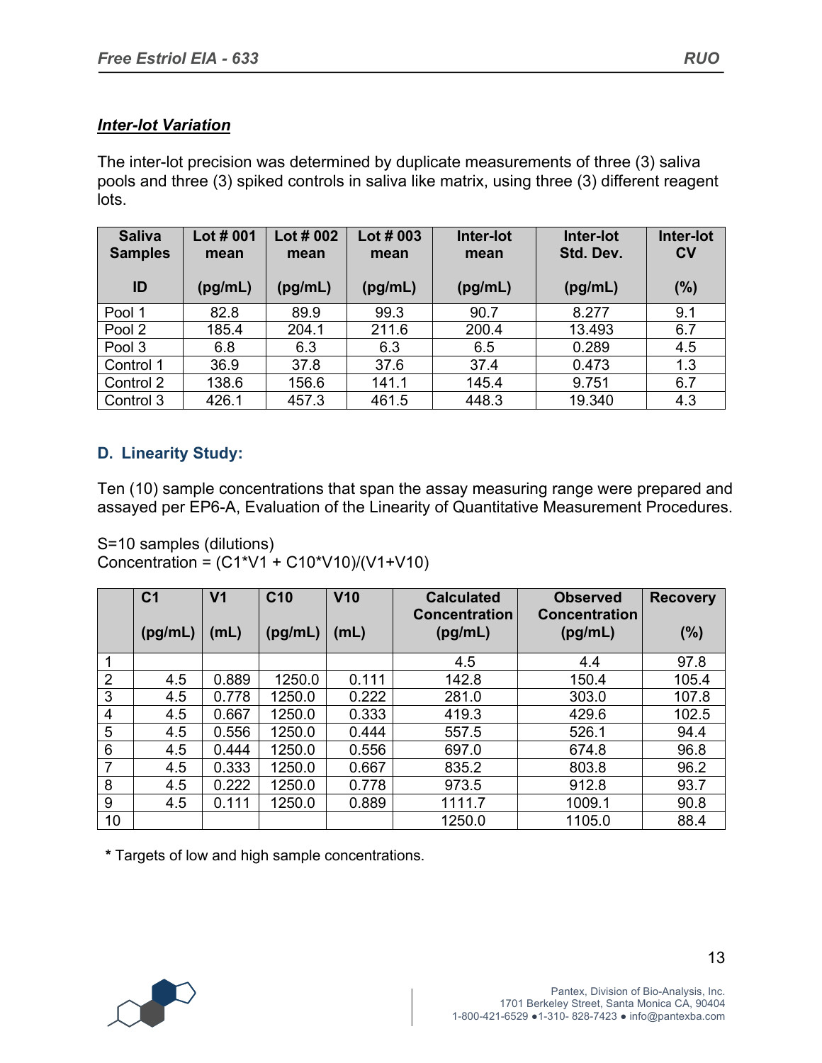***Inter-lot Variation***

The inter-lot precision was determined by duplicate measurements of three (3) saliva pools and three (3) spiked controls in saliva like matrix, using three (3) different reagent lots.

| Saliva Samples ID | Lot # 001 mean (pg/mL) | Lot # 002 mean (pg/mL) | Lot # 003 mean (pg/mL) | Inter-lot mean (pg/mL) | Inter-lot Std. Dev. (pg/mL) | Inter-lot CV (%) |
|---|---|---|---|---|---|---|
| Pool 1 | 82.8 | 89.9 | 99.3 | 90.7 | 8.277 | 9.1 |
| Pool 2 | 185.4 | 204.1 | 211.6 | 200.4 | 13.493 | 6.7 |
| Pool 3 | 6.8 | 6.3 | 6.3 | 6.5 | 0.289 | 4.5 |
| Control 1 | 36.9 | 37.8 | 37.6 | 37.4 | 0.473 | 1.3 |
| Control 2 | 138.6 | 156.6 | 141.1 | 145.4 | 9.751 | 6.7 |
| Control 3 | 426.1 | 457.3 | 461.5 | 448.3 | 19.340 | 4.3 |

## D. Linearity Study:

Ten (10) sample concentrations that span the assay measuring range were prepared and assayed per EP6-A, Evaluation of the Linearity of Quantitative Measurement Procedures.

S=10 samples (dilutions)
Concentration = (C1*V1 + C10*V10)/(V1+V10)

| | C1 (pg/mL) | V1 (mL) | C10 (pg/mL) | V10 (mL) | Calculated Concentration (pg/mL) | Observed Concentration (pg/mL) | Recovery (%) |
|---|---|---|---|---|---|---|---|
| 1 | | | | | 4.5 | 4.4 | 97.8 |
| 2 | 4.5 | 0.889 | 1250.0 | 0.111 | 142.8 | 150.4 | 105.4 |
| 3 | 4.5 | 0.778 | 1250.0 | 0.222 | 281.0 | 303.0 | 107.8 |
| 4 | 4.5 | 0.667 | 1250.0 | 0.333 | 419.3 | 429.6 | 102.5 |
| 5 | 4.5 | 0.556 | 1250.0 | 0.444 | 557.5 | 526.1 | 94.4 |
| 6 | 4.5 | 0.444 | 1250.0 | 0.556 | 697.0 | 674.8 | 96.8 |
| 7 | 4.5 | 0.333 | 1250.0 | 0.667 | 835.2 | 803.8 | 96.2 |
| 8 | 4.5 | 0.222 | 1250.0 | 0.778 | 973.5 | 912.8 | 93.7 |
| 9 | 4.5 | 0.111 | 1250.0 | 0.889 | 1111.7 | 1009.1 | 90.8 |
| 10 | | | | | 1250.0 | 1105.0 | 88.4 |

**\*** Targets of low and high sample concentrations.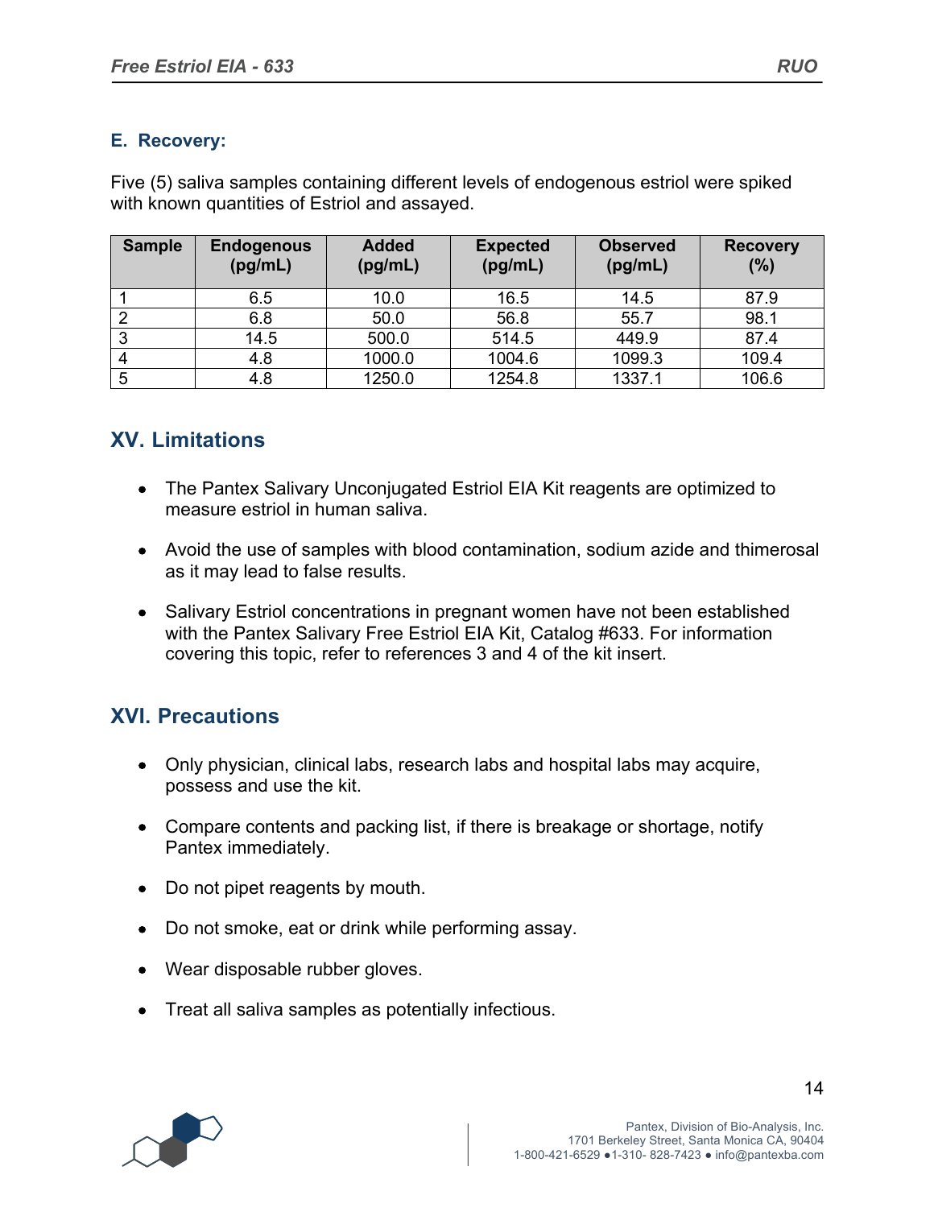### E. Recovery:

Five (5) saliva samples containing different levels of endogenous estriol were spiked with known quantities of Estriol and assayed.

| Sample | Endogenous (pg/mL) | Added (pg/mL) | Expected (pg/mL) | Observed (pg/mL) | Recovery (%) |
|---|---|---|---|---|---|
| 1 | 6.5 | 10.0 | 16.5 | 14.5 | 87.9 |
| 2 | 6.8 | 50.0 | 56.8 | 55.7 | 98.1 |
| 3 | 14.5 | 500.0 | 514.5 | 449.9 | 87.4 |
| 4 | 4.8 | 1000.0 | 1004.6 | 1099.3 | 109.4 |
| 5 | 4.8 | 1250.0 | 1254.8 | 1337.1 | 106.6 |

## XV. Limitations

- The Pantex Salivary Unconjugated Estriol EIA Kit reagents are optimized to measure estriol in human saliva.
- Avoid the use of samples with blood contamination, sodium azide and thimerosal as it may lead to false results.
- Salivary Estriol concentrations in pregnant women have not been established with the Pantex Salivary Free Estriol EIA Kit, Catalog #633. For information covering this topic, refer to references 3 and 4 of the kit insert.

## XVI. Precautions

- Only physician, clinical labs, research labs and hospital labs may acquire, possess and use the kit.
- Compare contents and packing list, if there is breakage or shortage, notify Pantex immediately.
- Do not pipet reagents by mouth.
- Do not smoke, eat or drink while performing assay.
- Wear disposable rubber gloves.
- Treat all saliva samples as potentially infectious.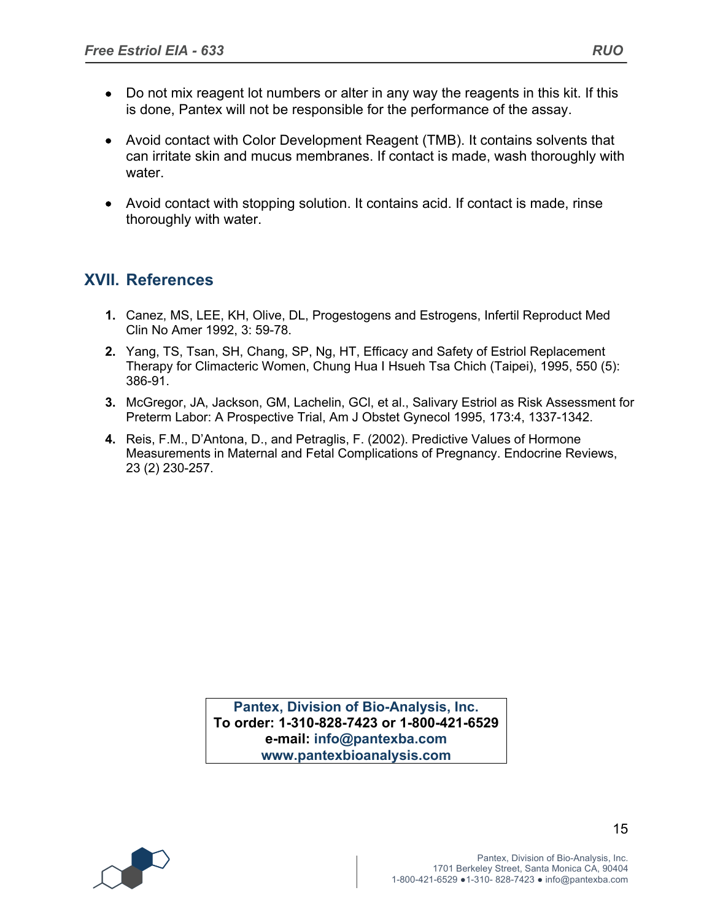- Do not mix reagent lot numbers or alter in any way the reagents in this kit. If this is done, Pantex will not be responsible for the performance of the assay.

- Avoid contact with Color Development Reagent (TMB). It contains solvents that can irritate skin and mucus membranes. If contact is made, wash thoroughly with water.

- Avoid contact with stopping solution. It contains acid. If contact is made, rinse thoroughly with water.

## XVII. References

1. Canez, MS, LEE, KH, Olive, DL, Progestogens and Estrogens, Infertil Reproduct Med Clin No Amer 1992, 3: 59-78.
2. Yang, TS, Tsan, SH, Chang, SP, Ng, HT, Efficacy and Safety of Estriol Replacement Therapy for Climacteric Women, Chung Hua I Hsueh Tsa Chich (Taipei), 1995, 550 (5): 386-91.
3. McGregor, JA, Jackson, GM, Lachelin, GCl, et al., Salivary Estriol as Risk Assessment for Preterm Labor: A Prospective Trial, Am J Obstet Gynecol 1995, 173:4, 1337-1342.
4. Reis, F.M., D'Antona, D., and Petraglis, F. (2002). Predictive Values of Hormone Measurements in Maternal and Fetal Complications of Pregnancy. Endocrine Reviews, 23 (2) 230-257.

**Pantex, Division of Bio-Analysis, Inc.**
**To order: 1-310-828-7423 or 1-800-421-6529**
**e-mail: info@pantexba.com**
**www.pantexbioanalysis.com**